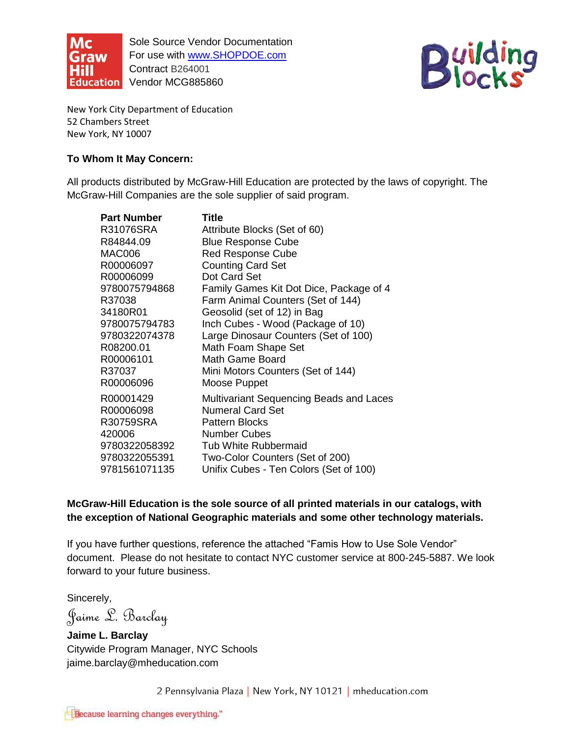Sole Source Vendor Documentation
For use with [www.SHOPDOE.com](http://www.SHOPDOE.com)
Contract B264001
Vendor MCG885860

New York City Department of Education
52 Chambers Street
New York, NY 10007

**To Whom It May Concern:**

All products distributed by McGraw-Hill Education are protected by the laws of copyright. The McGraw-Hill Companies are the sole supplier of said program.

| Part Number | Title |
|---|---|
| R31076SRA | Attribute Blocks (Set of 60) |
| R84844.09 | Blue Response Cube |
| MAC006 | Red Response Cube |
| R00006097 | Counting Card Set |
| R00006099 | Dot Card Set |
| 9780075794868 | Family Games Kit Dot Dice, Package of 4 |
| R37038 | Farm Animal Counters (Set of 144) |
| 34180R01 | Geosolid (set of 12) in Bag |
| 9780075794783 | Inch Cubes - Wood (Package of 10) |
| 9780322074378 | Large Dinosaur Counters (Set of 100) |
| R08200.01 | Math Foam Shape Set |
| R00006101 | Math Game Board |
| R37037 | Mini Motors Counters (Set of 144) |
| R00006096 | Moose Puppet |
| R00001429 | Multivariant Sequencing Beads and Laces |
| R00006098 | Numeral Card Set |
| R30759SRA | Pattern Blocks |
| 420006 | Number Cubes |
| 9780322058392 | Tub White Rubbermaid |
| 9780322055391 | Two-Color Counters (Set of 200) |
| 9781561071135 | Unifix Cubes - Ten Colors (Set of 100) |

**McGraw-Hill Education is the sole source of all printed materials in our catalogs, with the exception of National Geographic materials and some other technology materials.**

If you have further questions, reference the attached “Famis How to Use Sole Vendor” document. Please do not hesitate to contact NYC customer service at 800-245-5887. We look forward to your future business.

Sincerely,

*Jaime L. Barclay*

**Jaime L. Barclay**
Citywide Program Manager, NYC Schools
jaime.barclay@mheducation.com

2 Pennsylvania Plaza | New York, NY 10121 | mheducation.com

Because learning changes everything.™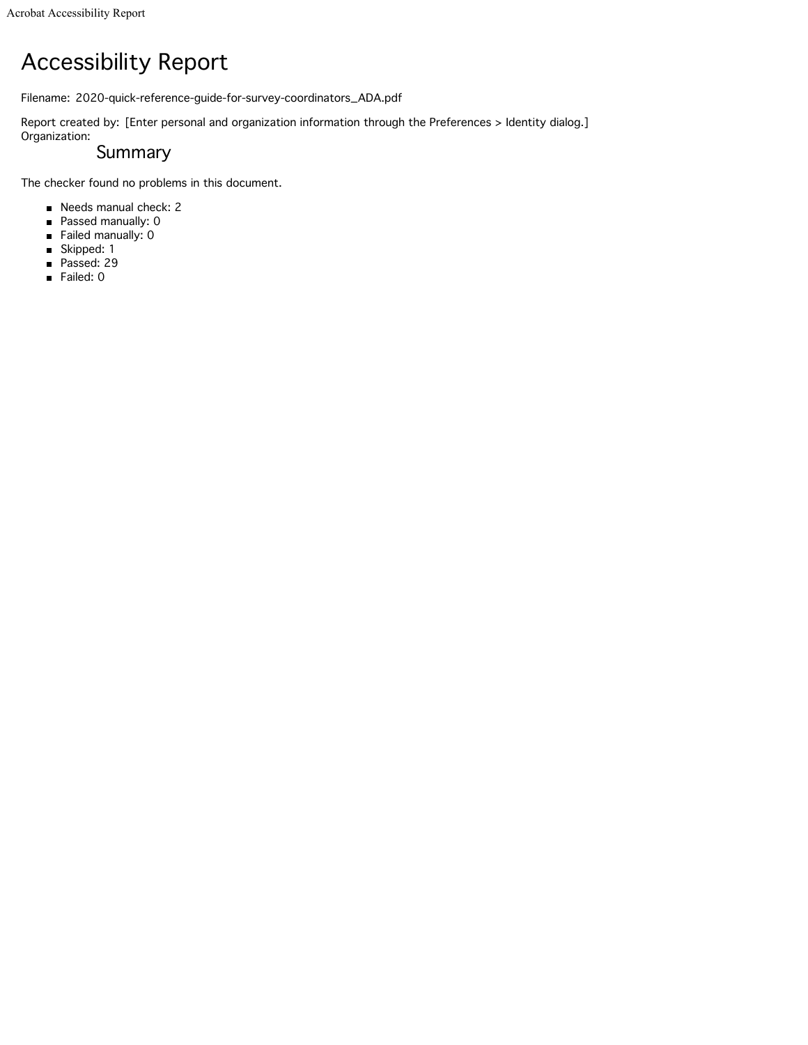# Accessibility Report

Filename: 2020-quick-reference-guide-for-survey-coordinators_ADA.pdf

Report created by: [Enter personal and organization information through the Preferences > Identity dialog.]
Organization:

## Summary

The checker found no problems in this document.

- Needs manual check: 2
- Passed manually: 0
- Failed manually: 0
- Skipped: 1
- Passed: 29
- Failed: 0